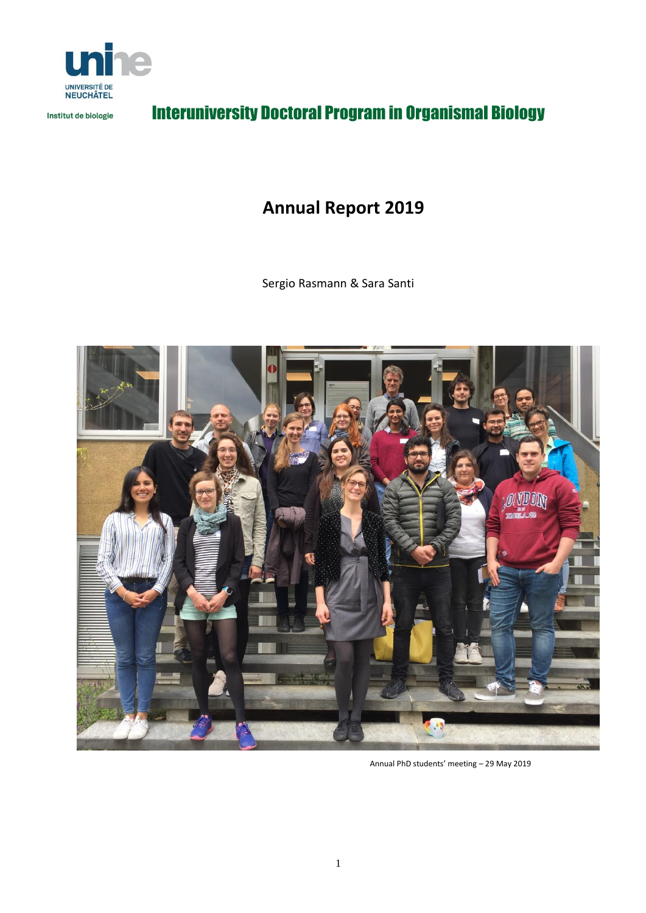UNIVERSITÉ DE NEUCHÂTEL

Institut de biologie

**Interuniversity Doctoral Program in Organismal Biology**

# Annual Report 2019

Sergio Rasmann & Sara Santi

Annual PhD students' meeting – 29 May 2019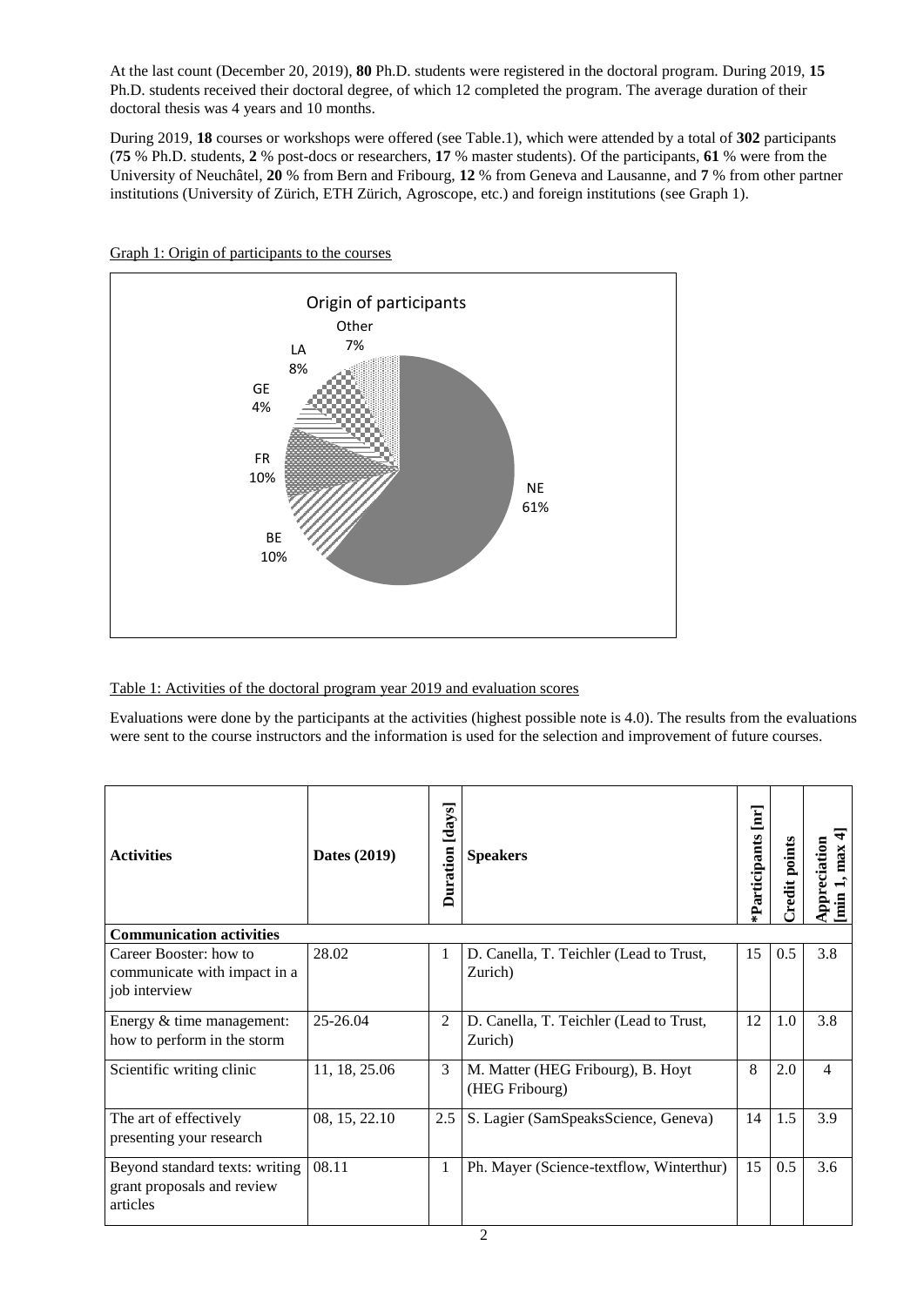At the last count (December 20, 2019), **80** Ph.D. students were registered in the doctoral program. During 2019, **15** Ph.D. students received their doctoral degree, of which 12 completed the program. The average duration of their doctoral thesis was 4 years and 10 months.

During 2019, **18** courses or workshops were offered (see Table.1), which were attended by a total of **302** participants (**75** % Ph.D. students, **2** % post-docs or researchers, **17** % master students). Of the participants, **61** % were from the University of Neuchâtel, **20** % from Bern and Fribourg, **12** % from Geneva and Lausanne, and **7** % from other partner institutions (University of Zürich, ETH Zürich, Agroscope, etc.) and foreign institutions (see Graph 1).

Graph 1: Origin of participants to the courses

Origin of participants

- NE 61%
- BE 10%
- FR 10%
- GE 4%
- LA 8%
- Other 7%

Table 1: Activities of the doctoral program year 2019 and evaluation scores

Evaluations were done by the participants at the activities (highest possible note is 4.0). The results from the evaluations were sent to the course instructors and the information is used for the selection and improvement of future courses.

| Activities | Dates (2019) | Duration [days] | Speakers | *Participants [nr] | Credit points | Appreciation [min 1, max 4] |
|---|---|---|---|---|---|---|
| **Communication activities** | | | | | | |
| Career Booster: how to communicate with impact in a job interview | 28.02 | 1 | D. Canella, T. Teichler (Lead to Trust, Zurich) | 15 | 0.5 | 3.8 |
| Energy & time management: how to perform in the storm | 25-26.04 | 2 | D. Canella, T. Teichler (Lead to Trust, Zurich) | 12 | 1.0 | 3.8 |
| Scientific writing clinic | 11, 18, 25.06 | 3 | M. Matter (HEG Fribourg), B. Hoyt (HEG Fribourg) | 8 | 2.0 | 4 |
| The art of effectively presenting your research | 08, 15, 22.10 | 2.5 | S. Lagier (SamSpeaksScience, Geneva) | 14 | 1.5 | 3.9 |
| Beyond standard texts: writing grant proposals and review articles | 08.11 | 1 | Ph. Mayer (Science-textflow, Winterthur) | 15 | 0.5 | 3.6 |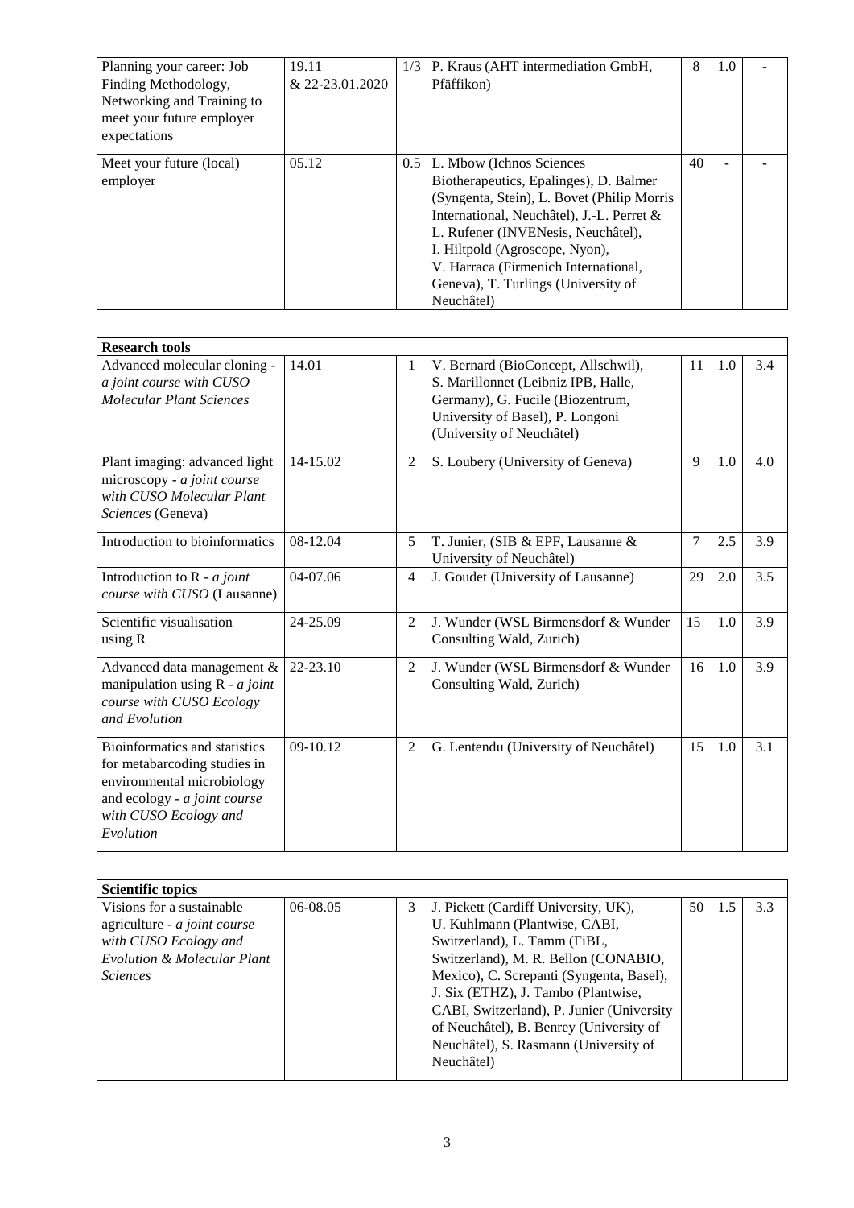| | | | | | | |
|---|---|---|---|---|---|---|
| Planning your career: Job Finding Methodology, Networking and Training to meet your future employer expectations | 19.11 & 22-23.01.2020 | 1/3 | P. Kraus (AHT intermediation GmbH, Pfäffikon) | 8 | 1.0 | - |
| Meet your future (local) employer | 05.12 | 0.5 | L. Mbow (Ichnos Sciences Biotherapeutics, Epalinges), D. Balmer (Syngenta, Stein), L. Bovet (Philip Morris International, Neuchâtel), J.-L. Perret & L. Rufener (INVENesis, Neuchâtel), I. Hiltpold (Agroscope, Nyon), V. Harraca (Firmenich International, Geneva), T. Turlings (University of Neuchâtel) | 40 | - | - |

| **Research tools** | | | | | | |
|---|---|---|---|---|---|---|
| Advanced molecular cloning - *a joint course with CUSO Molecular Plant Sciences* | 14.01 | 1 | V. Bernard (BioConcept, Allschwil), S. Marillonnet (Leibniz IPB, Halle, Germany), G. Fucile (Biozentrum, University of Basel), P. Longoni (University of Neuchâtel) | 11 | 1.0 | 3.4 |
| Plant imaging: advanced light microscopy - *a joint course with CUSO Molecular Plant Sciences* (Geneva) | 14-15.02 | 2 | S. Loubery (University of Geneva) | 9 | 1.0 | 4.0 |
| Introduction to bioinformatics | 08-12.04 | 5 | T. Junier, (SIB & EPF, Lausanne & University of Neuchâtel) | 7 | 2.5 | 3.9 |
| Introduction to R - *a joint course with CUSO* (Lausanne) | 04-07.06 | 4 | J. Goudet (University of Lausanne) | 29 | 2.0 | 3.5 |
| Scientific visualisation using R | 24-25.09 | 2 | J. Wunder (WSL Birmensdorf & Wunder Consulting Wald, Zurich) | 15 | 1.0 | 3.9 |
| Advanced data management & manipulation using R - *a joint course with CUSO Ecology and Evolution* | 22-23.10 | 2 | J. Wunder (WSL Birmensdorf & Wunder Consulting Wald, Zurich) | 16 | 1.0 | 3.9 |
| Bioinformatics and statistics for metabarcoding studies in environmental microbiology and ecology - *a joint course with CUSO Ecology and Evolution* | 09-10.12 | 2 | G. Lentendu (University of Neuchâtel) | 15 | 1.0 | 3.1 |

| **Scientific topics** | | | | | | |
|---|---|---|---|---|---|---|
| Visions for a sustainable agriculture - *a joint course with CUSO Ecology and Evolution & Molecular Plant Sciences* | 06-08.05 | 3 | J. Pickett (Cardiff University, UK), U. Kuhlmann (Plantwise, CABI, Switzerland), L. Tamm (FiBL, Switzerland), M. R. Bellon (CONABIO, Mexico), C. Screpanti (Syngenta, Basel), J. Six (ETHZ), J. Tambo (Plantwise, CABI, Switzerland), P. Junier (University of Neuchâtel), B. Benrey (University of Neuchâtel), S. Rasmann (University of Neuchâtel) | 50 | 1.5 | 3.3 |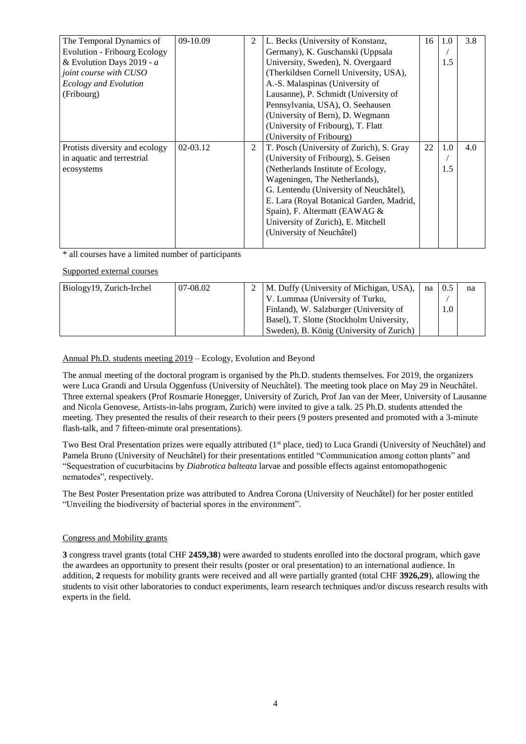| | | | | | | |
|---|---|---|---|---|---|---|
| The Temporal Dynamics of Evolution - Fribourg Ecology & Evolution Days 2019 - *a joint course with CUSO Ecology and Evolution* (Fribourg) | 09-10.09 | 2 | L. Becks (University of Konstanz, Germany), K. Guschanski (Uppsala University, Sweden), N. Overgaard (Therkildsen Cornell University, USA), A.-S. Malaspinas (University of Lausanne), P. Schmidt (University of Pennsylvania, USA), O. Seehausen (University of Bern), D. Wegmann (University of Fribourg), T. Flatt (University of Fribourg) | 16 | 1.0 / 1.5 | 3.8 |
| Protists diversity and ecology in aquatic and terrestrial ecosystems | 02-03.12 | 2 | T. Posch (University of Zurich), S. Gray (University of Fribourg), S. Geisen (Netherlands Institute of Ecology, Wageningen, The Netherlands), G. Lentendu (University of Neuchâtel), E. Lara (Royal Botanical Garden, Madrid, Spain), F. Altermatt (EAWAG & University of Zurich), E. Mitchell (University of Neuchâtel) | 22 | 1.0 / 1.5 | 4.0 |

* all courses have a limited number of participants

Supported external courses

| | | | | | | |
|---|---|---|---|---|---|---|
| Biology19, Zurich-Irchel | 07-08.02 | 2 | M. Duffy (University of Michigan, USA), V. Lummaa (University of Turku, Finland), W. Salzburger (University of Basel), T. Slotte (Stockholm University, Sweden), B. König (University of Zurich) | na | 0.5 / 1.0 | na |

Annual Ph.D. students meeting 2019 – Ecology, Evolution and Beyond

The annual meeting of the doctoral program is organised by the Ph.D. students themselves. For 2019, the organizers were Luca Grandi and Ursula Oggenfuss (University of Neuchâtel). The meeting took place on May 29 in Neuchâtel. Three external speakers (Prof Rosmarie Honegger, University of Zurich, Prof Jan van der Meer, University of Lausanne and Nicola Genovese, Artists-in-labs program, Zurich) were invited to give a talk. 25 Ph.D. students attended the meeting. They presented the results of their research to their peers (9 posters presented and promoted with a 3-minute flash-talk, and 7 fifteen-minute oral presentations).

Two Best Oral Presentation prizes were equally attributed (1st place, tied) to Luca Grandi (University of Neuchâtel) and Pamela Bruno (University of Neuchâtel) for their presentations entitled "Communication among cotton plants" and "Sequestration of cucurbitacins by *Diabrotica balteata* larvae and possible effects against entomopathogenic nematodes", respectively.

The Best Poster Presentation prize was attributed to Andrea Corona (University of Neuchâtel) for her poster entitled "Unveiling the biodiversity of bacterial spores in the environment".

Congress and Mobility grants

**3** congress travel grants (total CHF **2459,38**) were awarded to students enrolled into the doctoral program, which gave the awardees an opportunity to present their results (poster or oral presentation) to an international audience. In addition, **2** requests for mobility grants were received and all were partially granted (total CHF **3926,29**), allowing the students to visit other laboratories to conduct experiments, learn research techniques and/or discuss research results with experts in the field.